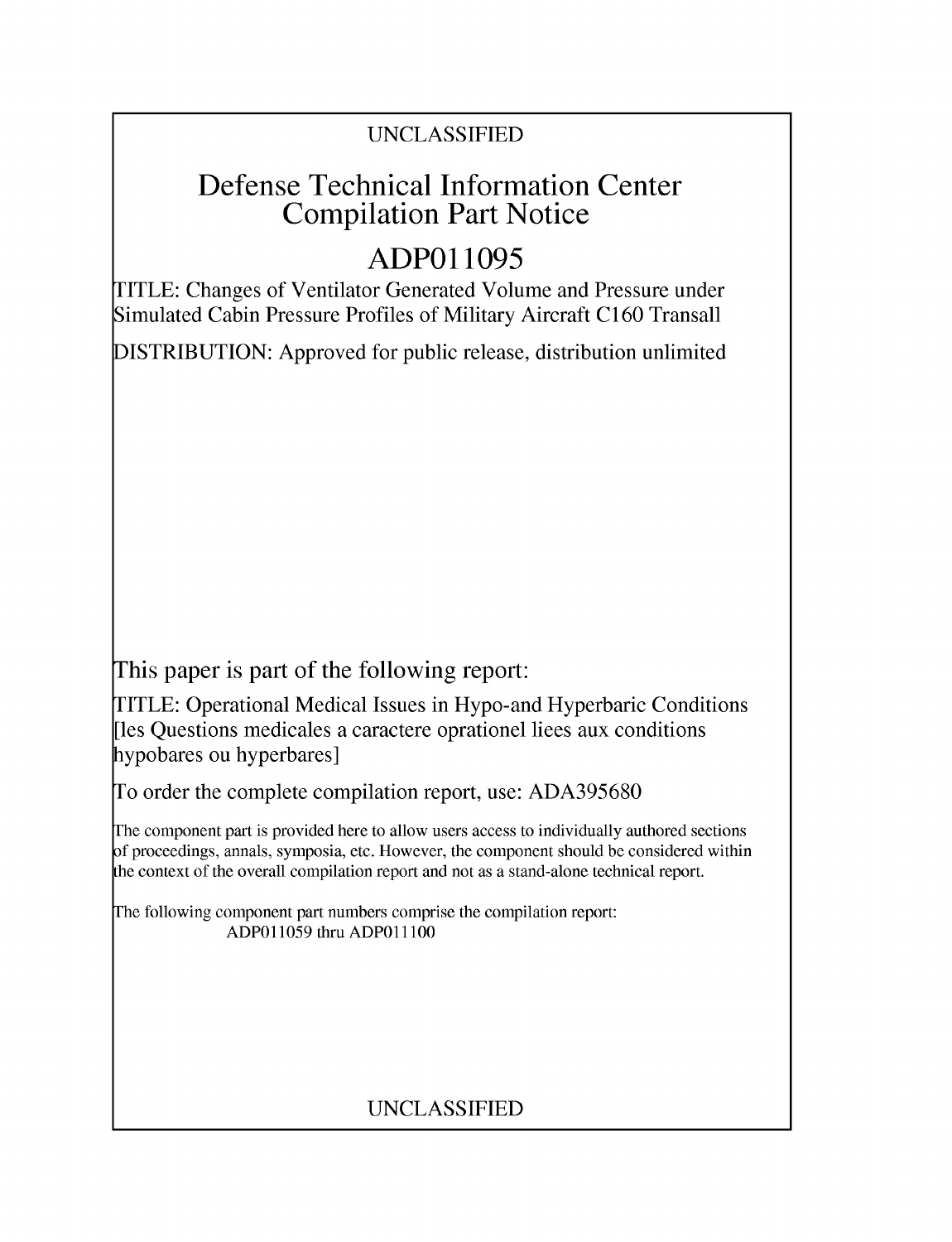UNCLASSIFIED

# Defense Technical Information Center Compilation Part Notice

# ADP011095

TITLE: Changes of Ventilator Generated Volume and Pressure under Simulated Cabin Pressure Profiles of Military Aircraft C160 Transall

DISTRIBUTION: Approved for public release, distribution unlimited

This paper is part of the following report:

TITLE: Operational Medical Issues in Hypo-and Hyperbaric Conditions [les Questions medicales a caractere oprationel liees aux conditions hypobares ou hyperbares]

To order the complete compilation report, use: ADA395680

The component part is provided here to allow users access to individually authored sections of proceedings, annals, symposia, etc. However, the component should be considered within the context of the overall compilation report and not as a stand-alone technical report.

The following component part numbers comprise the compilation report:
ADP011059 thru ADP011100

UNCLASSIFIED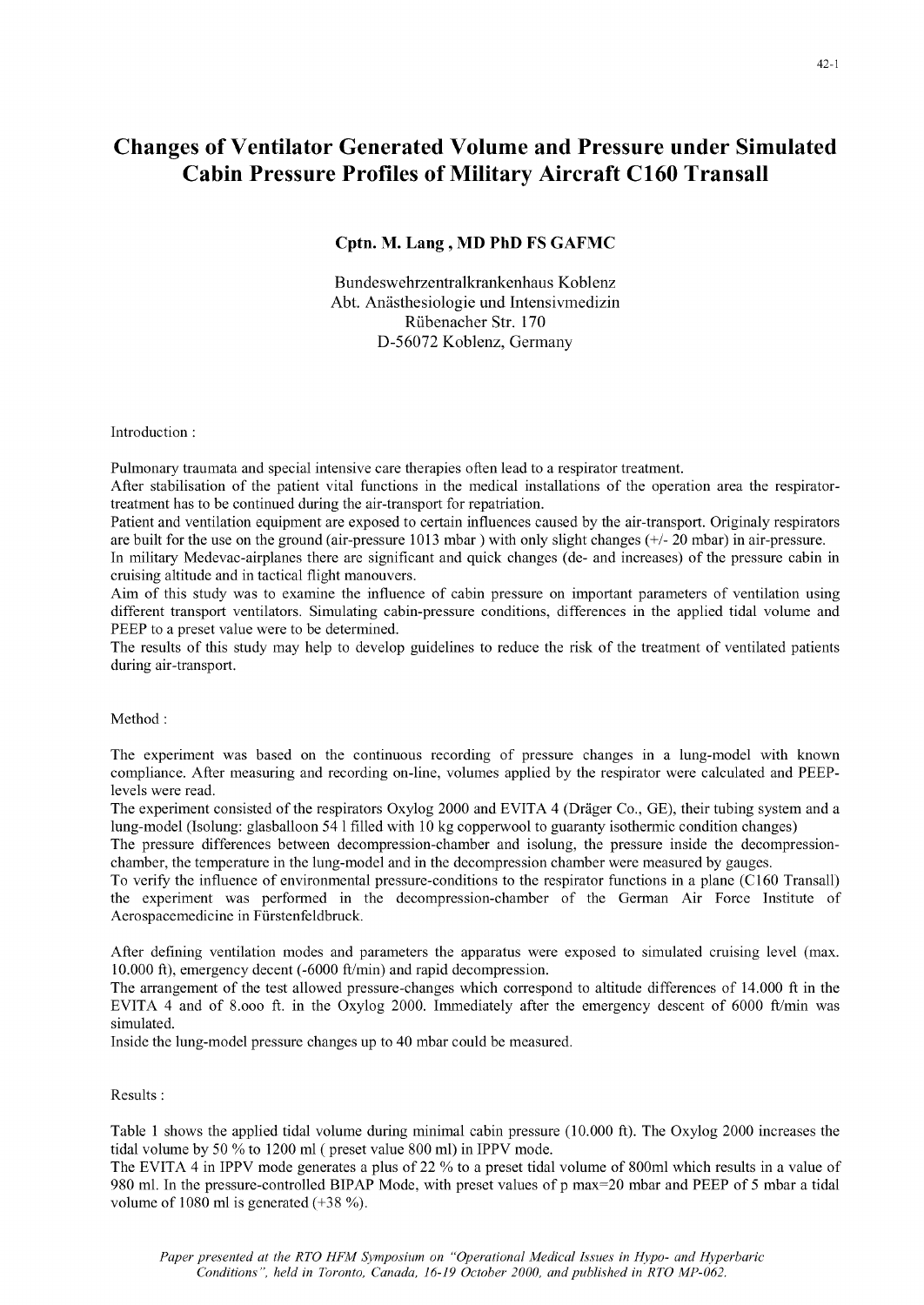# Changes of Ventilator Generated Volume and Pressure under Simulated Cabin Pressure Profiles of Military Aircraft C160 Transall

**Cptn. M. Lang , MD PhD FS GAFMC**

Bundeswehrzentralkrankenhaus Koblenz
Abt. Anästhesiologie und Intensivmedizin
Rübenacher Str. 170
D-56072 Koblenz, Germany

Introduction :

Pulmonary traumata and special intensive care therapies often lead to a respirator treatment.
After stabilisation of the patient vital functions in the medical installations of the operation area the respirator-treatment has to be continued during the air-transport for repatriation.
Patient and ventilation equipment are exposed to certain influences caused by the air-transport. Originaly respirators are built for the use on the ground (air-pressure 1013 mbar ) with only slight changes (+/- 20 mbar) in air-pressure.
In military Medevac-airplanes there are significant and quick changes (de- and increases) of the pressure cabin in cruising altitude and in tactical flight manouvers.
Aim of this study was to examine the influence of cabin pressure on important parameters of ventilation using different transport ventilators. Simulating cabin-pressure conditions, differences in the applied tidal volume and PEEP to a preset value were to be determined.
The results of this study may help to develop guidelines to reduce the risk of the treatment of ventilated patients during air-transport.

Method :

The experiment was based on the continuous recording of pressure changes in a lung-model with known compliance. After measuring and recording on-line, volumes applied by the respirator were calculated and PEEP-levels were read.
The experiment consisted of the respirators Oxylog 2000 and EVITA 4 (Dräger Co., GE), their tubing system and a lung-model (Isolung: glasballoon 54 l filled with 10 kg copperwool to guaranty isothermic condition changes)
The pressure differences between decompression-chamber and isolung, the pressure inside the decompression-chamber, the temperature in the lung-model and in the decompression chamber were measured by gauges.
To verify the influence of environmental pressure-conditions to the respirator functions in a plane (C160 Transall) the experiment was performed in the decompression-chamber of the German Air Force Institute of Aerospacemedicine in Fürstenfeldbruck.

After defining ventilation modes and parameters the apparatus were exposed to simulated cruising level (max. 10.000 ft), emergency decent (-6000 ft/min) and rapid decompression.
The arrangement of the test allowed pressure-changes which correspond to altitude differences of 14.000 ft in the EVITA 4 and of 8.ooo ft. in the Oxylog 2000. Immediately after the emergency descent of 6000 ft/min was simulated.
Inside the lung-model pressure changes up to 40 mbar could be measured.

Results :

Table 1 shows the applied tidal volume during minimal cabin pressure (10.000 ft). The Oxylog 2000 increases the tidal volume by 50 % to 1200 ml ( preset value 800 ml) in IPPV mode.
The EVITA 4 in IPPV mode generates a plus of 22 % to a preset tidal volume of 800ml which results in a value of 980 ml. In the pressure-controlled BIPAP Mode, with preset values of p max=20 mbar and PEEP of 5 mbar a tidal volume of 1080 ml is generated (+38 %).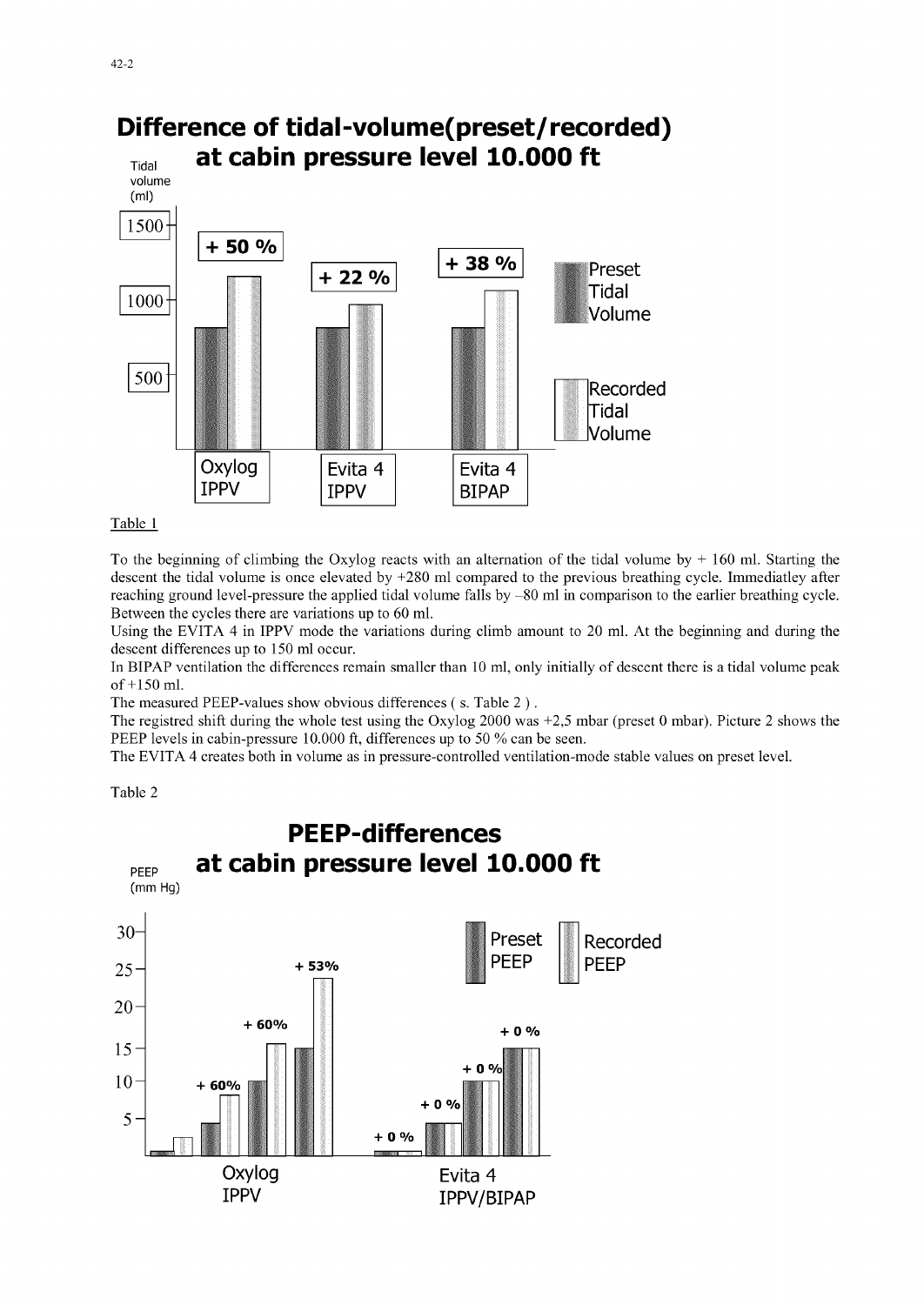## Difference of tidal-volume(preset/recorded) at cabin pressure level 10.000 ft

Tidal volume (ml)

| | Oxylog IPPV | Evita 4 IPPV | Evita 4 BIPAP |
|---|---|---|---|
| Difference | + 50 % | + 22 % | + 38 % |

Legend: Preset Tidal Volume; Recorded Tidal Volume

Table 1

To the beginning of climbing the Oxylog reacts with an alternation of the tidal volume by + 160 ml. Starting the descent the tidal volume is once elevated by +280 ml compared to the previous breathing cycle. Immediatley after reaching ground level-pressure the applied tidal volume falls by –80 ml in comparison to the earlier breathing cycle. Between the cycles there are variations up to 60 ml.

Using the EVITA 4 in IPPV mode the variations during climb amount to 20 ml. At the beginning and during the descent differences up to 150 ml occur.

In BIPAP ventilation the differences remain smaller than 10 ml, only initially of descent there is a tidal volume peak of +150 ml.

The measured PEEP-values show obvious differences ( s. Table 2 ) .

The registred shift during the whole test using the Oxylog 2000 was +2,5 mbar (preset 0 mbar). Picture 2 shows the PEEP levels in cabin-pressure 10.000 ft, differences up to 50 % can be seen.

The EVITA 4 creates both in volume as in pressure-controlled ventilation-mode stable values on preset level.

Table 2

## PEEP-differences at cabin pressure level 10.000 ft

PEEP (mm Hg)

| Oxylog IPPV | Evita 4 IPPV/BIPAP |
|---|---|
| + 60% | + 0 % |
| + 60% | + 0 % |
| + 53% | + 0 % |
| | + 0 % |

Legend: Preset PEEP; Recorded PEEP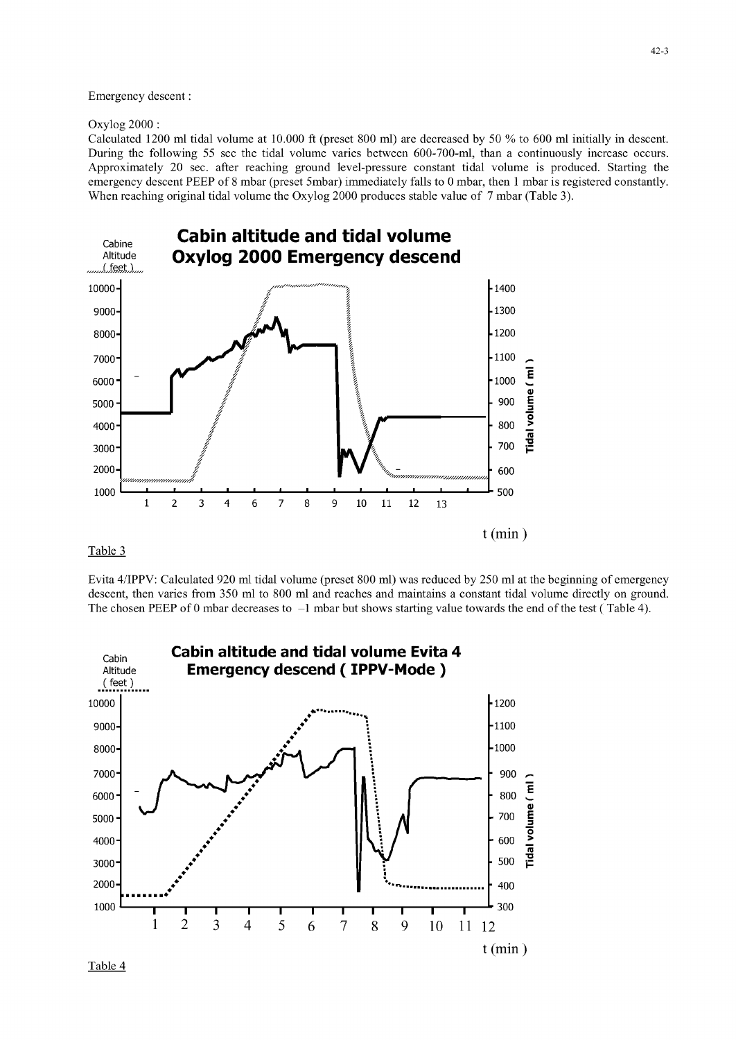Emergency descent :

Oxylog 2000 :

Calculated 1200 ml tidal volume at 10.000 ft (preset 800 ml) are decreased by 50 % to 600 ml initially in descent. During the following 55 sec the tidal volume varies between 600-700-ml, than a continuously increase occurs. Approximately 20 sec. after reaching ground level-pressure constant tidal volume is produced. Starting the emergency descent PEEP of 8 mbar (preset 5mbar) immediately falls to 0 mbar, then 1 mbar is registered constantly. When reaching original tidal volume the Oxylog 2000 produces stable value of 7 mbar (Table 3).

Table 3

Evita 4/IPPV: Calculated 920 ml tidal volume (preset 800 ml) was reduced by 250 ml at the beginning of emergency descent, then varies from 350 ml to 800 ml and reaches and maintains a constant tidal volume directly on ground. The chosen PEEP of 0 mbar decreases to –1 mbar but shows starting value towards the end of the test ( Table 4).

Table 4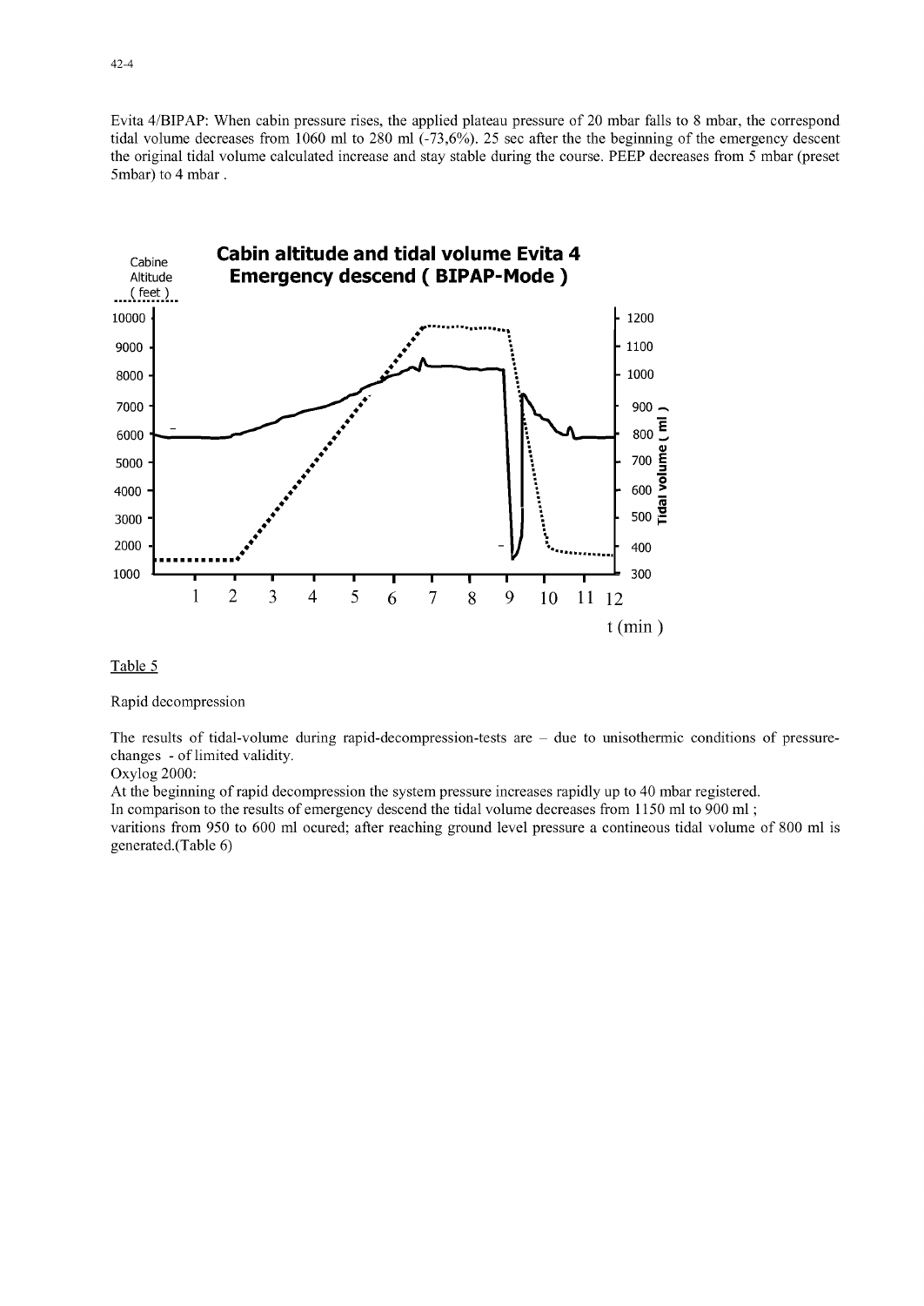Evita 4/BIPAP: When cabin pressure rises, the applied plateau pressure of 20 mbar falls to 8 mbar, the correspond tidal volume decreases from 1060 ml to 280 ml (-73,6%). 25 sec after the the beginning of the emergency descent the original tidal volume calculated increase and stay stable during the course. PEEP decreases from 5 mbar (preset 5mbar) to 4 mbar .

Table 5

Rapid decompression

The results of tidal-volume during rapid-decompression-tests are – due to unisothermic conditions of pressure-changes - of limited validity.

Oxylog 2000:

At the beginning of rapid decompression the system pressure increases rapidly up to 40 mbar registered.

In comparison to the results of emergency descend the tidal volume decreases from 1150 ml to 900 ml ;

varitions from 950 to 600 ml ocured; after reaching ground level pressure a contineous tidal volume of 800 ml is generated.(Table 6)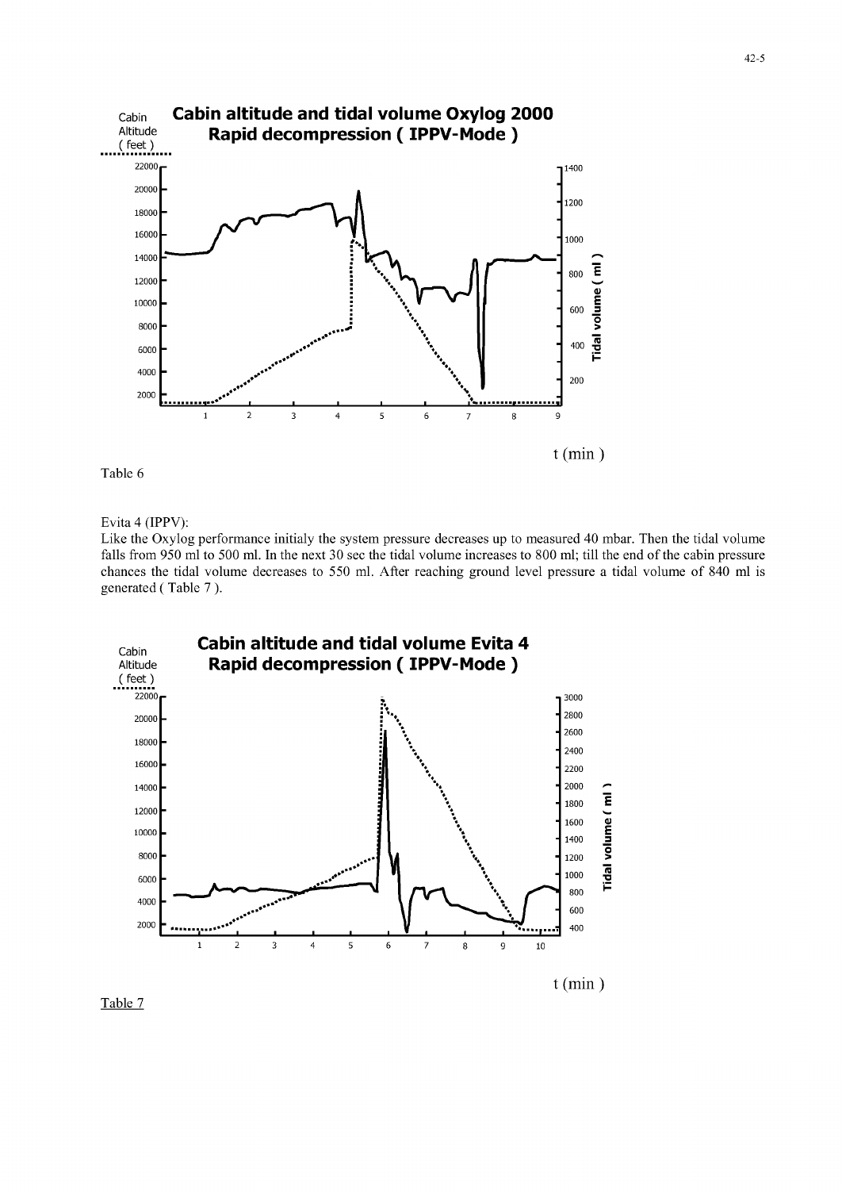Table 6

Evita 4 (IPPV):

Like the Oxylog performance initialy the system pressure decreases up to measured 40 mbar. Then the tidal volume falls from 950 ml to 500 ml. In the next 30 sec the tidal volume increases to 800 ml; till the end of the cabin pressure chances the tidal volume decreases to 550 ml. After reaching ground level pressure a tidal volume of 840 ml is generated ( Table 7 ).

Table 7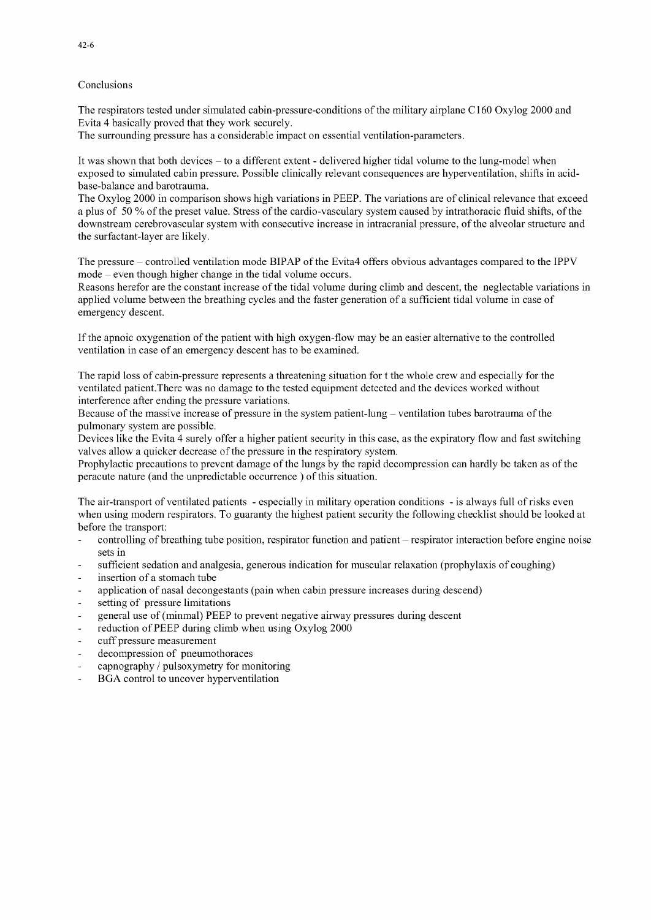## Conclusions

The respirators tested under simulated cabin-pressure-conditions of the military airplane C160 Oxylog 2000 and Evita 4 basically proved that they work securely.
The surrounding pressure has a considerable impact on essential ventilation-parameters.

It was shown that both devices – to a different extent - delivered higher tidal volume to the lung-model when exposed to simulated cabin pressure. Possible clinically relevant consequences are hyperventilation, shifts in acid-base-balance and barotrauma.
The Oxylog 2000 in comparison shows high variations in PEEP. The variations are of clinical relevance that exceed a plus of 50 % of the preset value. Stress of the cardio-vasculary system caused by intrathoracic fluid shifts, of the downstream cerebrovascular system with consecutive increase in intracranial pressure, of the alveolar structure and the surfactant-layer are likely.

The pressure – controlled ventilation mode BIPAP of the Evita4 offers obvious advantages compared to the IPPV mode – even though higher change in the tidal volume occurs.
Reasons herefor are the constant increase of the tidal volume during climb and descent, the neglectable variations in applied volume between the breathing cycles and the faster generation of a sufficient tidal volume in case of emergency descent.

If the apnoic oxygenation of the patient with high oxygen-flow may be an easier alternative to the controlled ventilation in case of an emergency descent has to be examined.

The rapid loss of cabin-pressure represents a threatening situation for t the whole crew and especially for the ventilated patient.There was no damage to the tested equipment detected and the devices worked without interference after ending the pressure variations.
Because of the massive increase of pressure in the system patient-lung – ventilation tubes barotrauma of the pulmonary system are possible.
Devices like the Evita 4 surely offer a higher patient security in this case, as the expiratory flow and fast switching valves allow a quicker decrease of the pressure in the respiratory system.
Prophylactic precautions to prevent damage of the lungs by the rapid decompression can hardly be taken as of the peracute nature (and the unpredictable occurrence ) of this situation.

The air-transport of ventilated patients - especially in military operation conditions - is always full of risks even when using modern respirators. To guaranty the highest patient security the following checklist should be looked at before the transport:

- controlling of breathing tube position, respirator function and patient – respirator interaction before engine noise sets in
- sufficient sedation and analgesia, generous indication for muscular relaxation (prophylaxis of coughing)
- insertion of a stomach tube
- application of nasal decongestants (pain when cabin pressure increases during descend)
- setting of pressure limitations
- general use of (minmal) PEEP to prevent negative airway pressures during descent
- reduction of PEEP during climb when using Oxylog 2000
- cuff pressure measurement
- decompression of pneumothoraces
- capnography / pulsoxymetry for monitoring
- BGA control to uncover hyperventilation